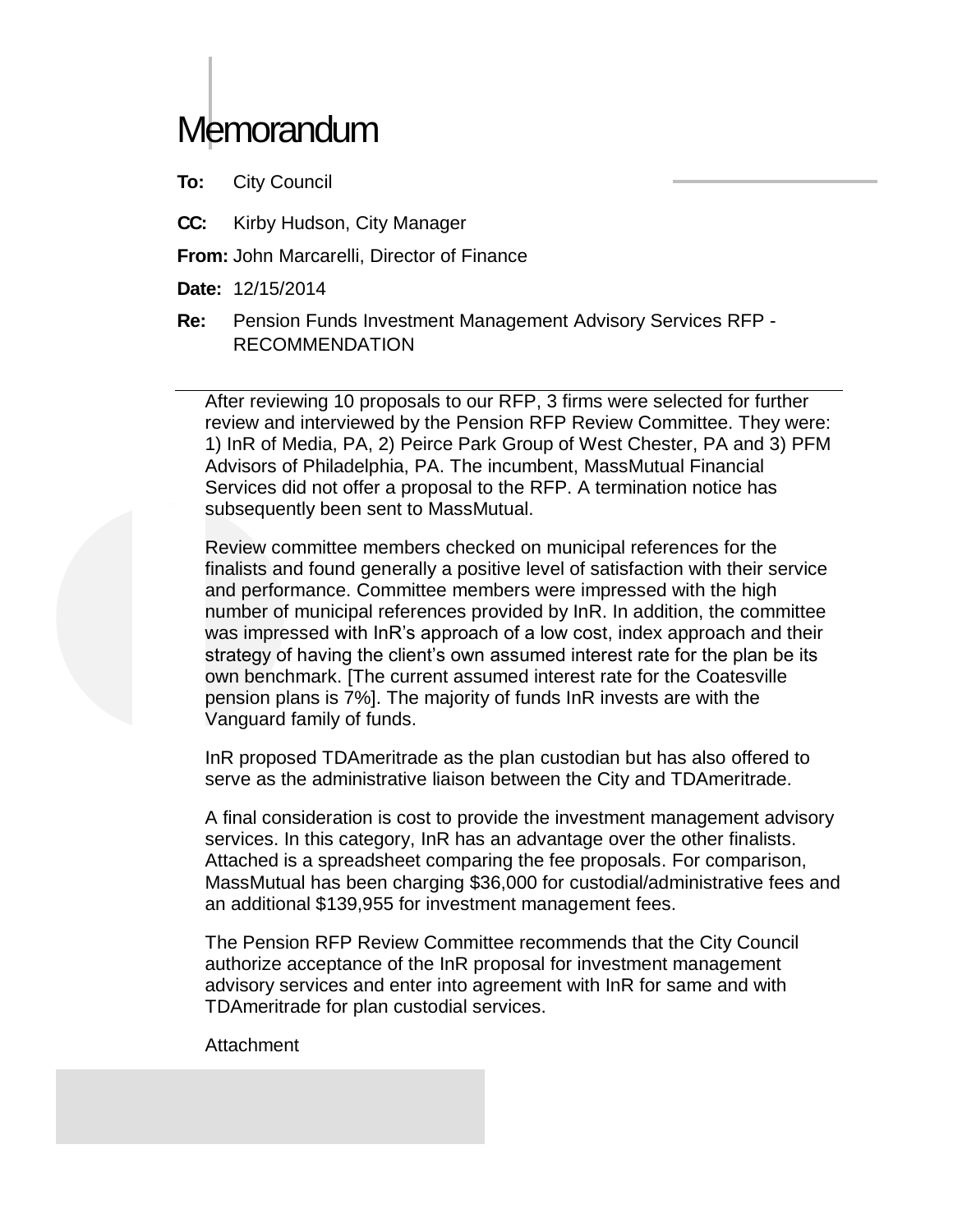# Memorandum

**To:** City Council

**CC:** Kirby Hudson, City Manager

**From:** John Marcarelli, Director of Finance

**Date:** 12/15/2014

**Re:** Pension Funds Investment Management Advisory Services RFP - RECOMMENDATION

---

After reviewing 10 proposals to our RFP, 3 firms were selected for further review and interviewed by the Pension RFP Review Committee. They were: 1) InR of Media, PA, 2) Peirce Park Group of West Chester, PA and 3) PFM Advisors of Philadelphia, PA. The incumbent, MassMutual Financial Services did not offer a proposal to the RFP. A termination notice has subsequently been sent to MassMutual.

Review committee members checked on municipal references for the finalists and found generally a positive level of satisfaction with their service and performance. Committee members were impressed with the high number of municipal references provided by InR. In addition, the committee was impressed with InR's approach of a low cost, index approach and their strategy of having the client's own assumed interest rate for the plan be its own benchmark. [The current assumed interest rate for the Coatesville pension plans is 7%]. The majority of funds InR invests are with the Vanguard family of funds.

InR proposed TDAmeritrade as the plan custodian but has also offered to serve as the administrative liaison between the City and TDAmeritrade.

A final consideration is cost to provide the investment management advisory services. In this category, InR has an advantage over the other finalists. Attached is a spreadsheet comparing the fee proposals. For comparison, MassMutual has been charging $36,000 for custodial/administrative fees and an additional $139,955 for investment management fees.

The Pension RFP Review Committee recommends that the City Council authorize acceptance of the InR proposal for investment management advisory services and enter into agreement with InR for same and with TDAmeritrade for plan custodial services.

Attachment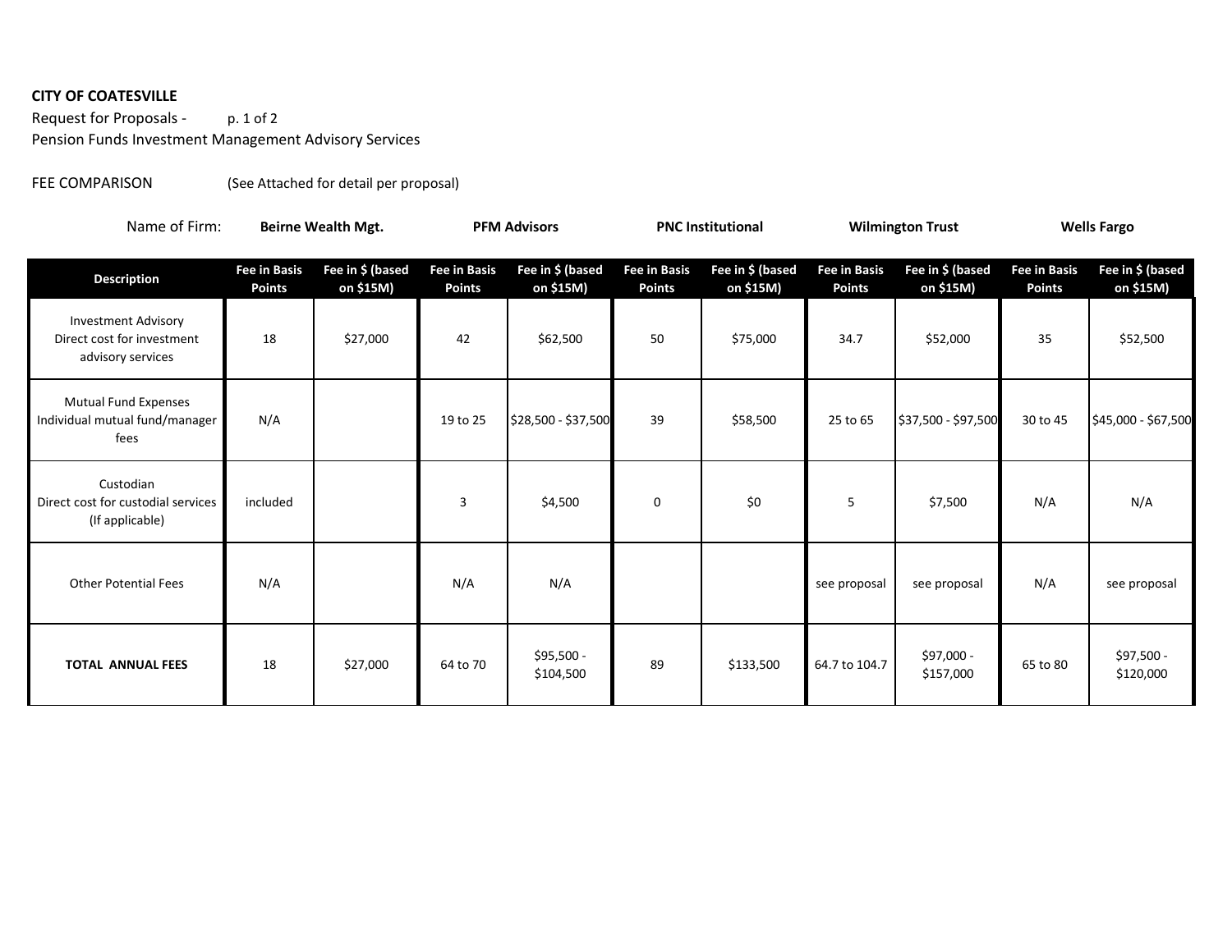**CITY OF COATESVILLE**

Request for Proposals - p. 1 of 2

Pension Funds Investment Management Advisory Services

FEE COMPARISON (See Attached for detail per proposal)

| Name of Firm: | **Beirne Wealth Mgt.** | | **PFM Advisors** | | **PNC Institutional** | | **Wilmington Trust** | | **Wells Fargo** | |
|---|---|---|---|---|---|---|---|---|---|---|
| **Description** | **Fee in Basis Points** | **Fee in $ (based on $15M)** | **Fee in Basis Points** | **Fee in $ (based on $15M)** | **Fee in Basis Points** | **Fee in $ (based on $15M)** | **Fee in Basis Points** | **Fee in $ (based on $15M)** | **Fee in Basis Points** | **Fee in $ (based on $15M)** |
| Investment Advisory Direct cost for investment advisory services | 18 | $27,000 | 42 | $62,500 | 50 | $75,000 | 34.7 | $52,000 | 35 | $52,500 |
| Mutual Fund Expenses Individual mutual fund/manager fees | N/A | | 19 to 25 | $28,500 - $37,500 | 39 | $58,500 | 25 to 65 | $37,500 - $97,500 | 30 to 45 | $45,000 - $67,500 |
| Custodian Direct cost for custodial services (If applicable) | included | | 3 | $4,500 | 0 | $0 | 5 | $7,500 | N/A | N/A |
| Other Potential Fees | N/A | | N/A | N/A | | | see proposal | see proposal | N/A | see proposal |
| **TOTAL ANNUAL FEES** | 18 | $27,000 | 64 to 70 | $95,500 - $104,500 | 89 | $133,500 | 64.7 to 104.7 | $97,000 - $157,000 | 65 to 80 | $97,500 - $120,000 |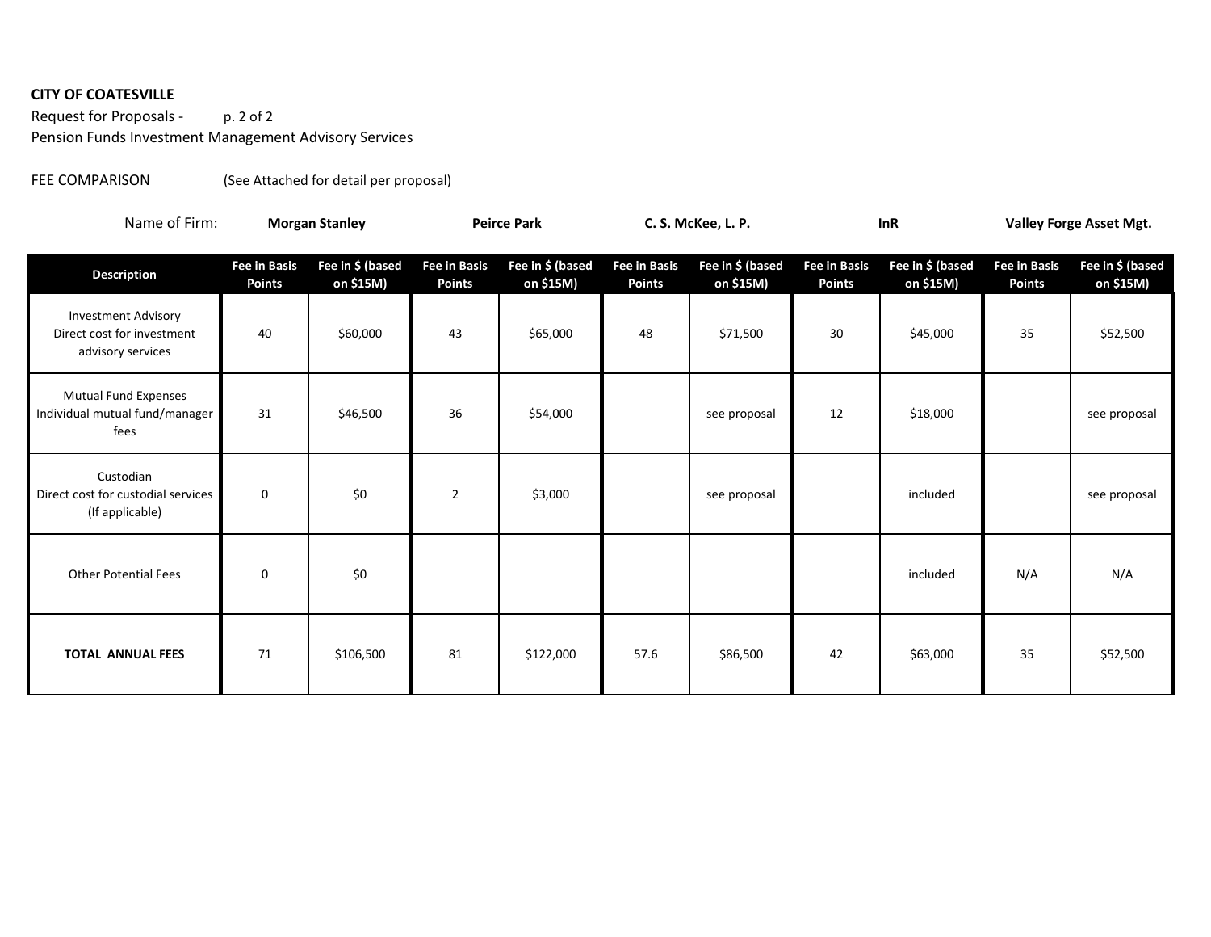**CITY OF COATESVILLE**

Request for Proposals - p. 2 of 2

Pension Funds Investment Management Advisory Services

FEE COMPARISON (See Attached for detail per proposal)

| Name of Firm: | Morgan Stanley | | Peirce Park | | C. S. McKee, L. P. | | InR | | Valley Forge Asset Mgt. | |
|---|---|---|---|---|---|---|---|---|---|---|
| **Description** | **Fee in Basis Points** | **Fee in $ (based on $15M)** | **Fee in Basis Points** | **Fee in $ (based on $15M)** | **Fee in Basis Points** | **Fee in $ (based on $15M)** | **Fee in Basis Points** | **Fee in $ (based on $15M)** | **Fee in Basis Points** | **Fee in $ (based on $15M)** |
| Investment Advisory Direct cost for investment advisory services | 40 | $60,000 | 43 | $65,000 | 48 | $71,500 | 30 | $45,000 | 35 | $52,500 |
| Mutual Fund Expenses Individual mutual fund/manager fees | 31 | $46,500 | 36 | $54,000 | | see proposal | 12 | $18,000 | | see proposal |
| Custodian Direct cost for custodial services (If applicable) | 0 | $0 | 2 | $3,000 | | see proposal | | included | | see proposal |
| Other Potential Fees | 0 | $0 | | | | | | included | N/A | N/A |
| **TOTAL ANNUAL FEES** | 71 | $106,500 | 81 | $122,000 | 57.6 | $86,500 | 42 | $63,000 | 35 | $52,500 |